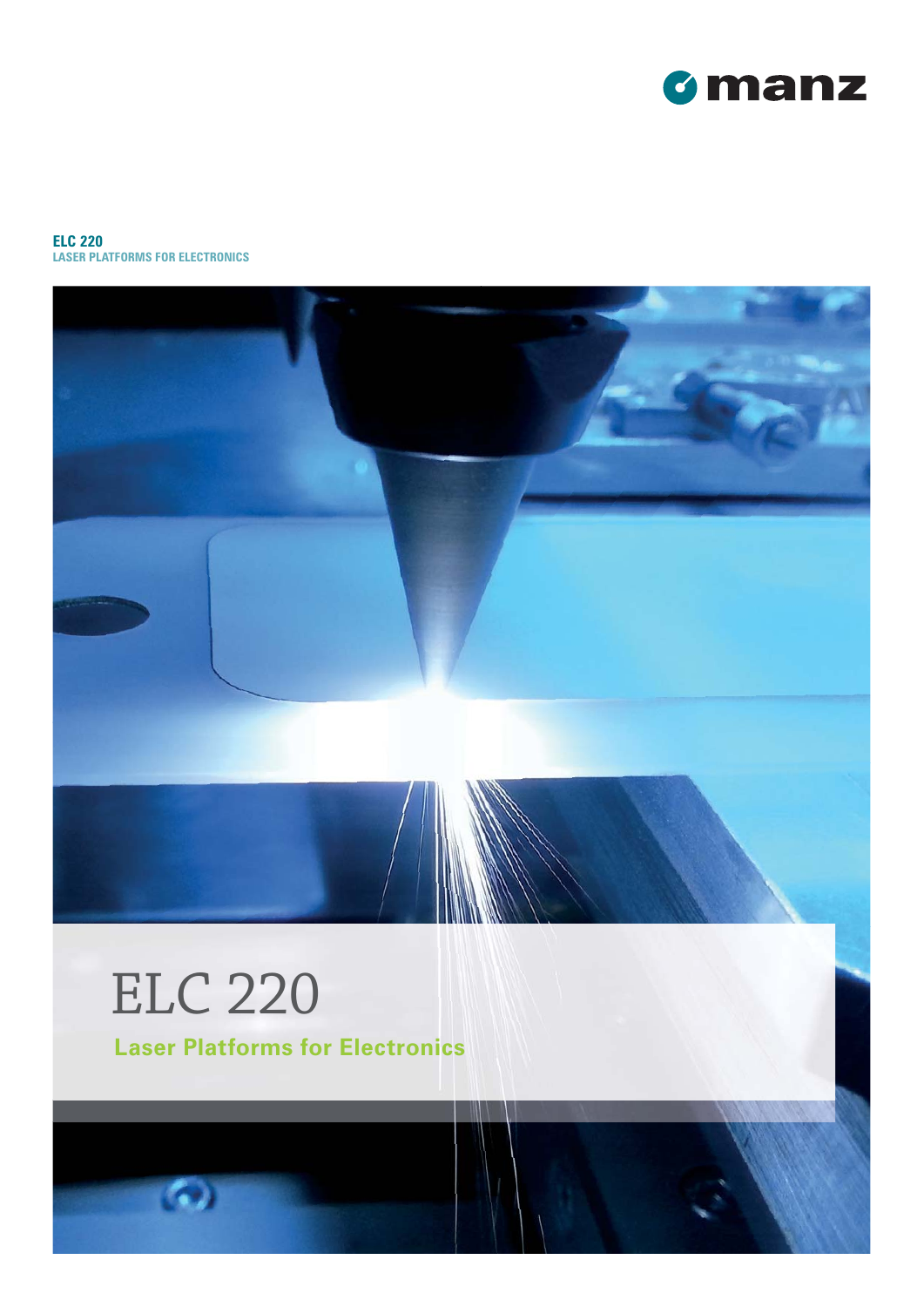manz

**ELC 220**
**LASER PLATFORMS FOR ELECTRONICS**

# ELC 220

## Laser Platforms for Electronics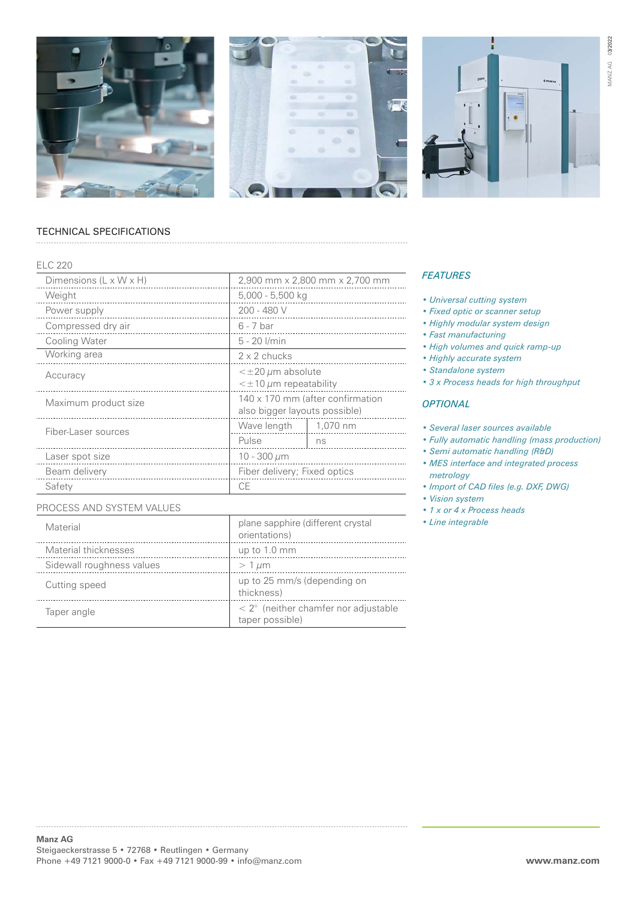## TECHNICAL SPECIFICATIONS

ELC 220

| | | |
|---|---|---|
| Dimensions (L x W x H) | 2,900 mm x 2,800 mm x 2,700 mm | |
| Weight | 5,000 - 5,500 kg | |
| Power supply | 200 - 480 V | |
| Compressed dry air | 6 - 7 bar | |
| Cooling Water | 5 - 20 l/min | |
| Working area | 2 x 2 chucks | |
| Accuracy | <±20 µm absolute<br><±10 µm repeatability | |
| Maximum product size | 140 x 170 mm (after confirmation also bigger layouts possible) | |
| Fiber-Laser sources | Wave length | 1,070 nm |
| | Pulse | ns |
| Laser spot size | 10 - 300 µm | |
| Beam delivery | Fiber delivery; Fixed optics | |
| Safety | CE | |

PROCESS AND SYSTEM VALUES

| | |
|---|---|
| Material | plane sapphire (different crystal orientations) |
| Material thicknesses | up to 1.0 mm |
| Sidewall roughness values | > 1 µm |
| Cutting speed | up to 25 mm/s (depending on thickness) |
| Taper angle | < 2° (neither chamfer nor adjustable taper possible) |

### *FEATURES*

- *Universal cutting system*
- *Fixed optic or scanner setup*
- *Highly modular system design*
- *Fast manufacturing*
- *High volumes and quick ramp-up*
- *Highly accurate system*
- *Standalone system*
- *3 x Process heads for high throughput*

### *OPTIONAL*

- *Several laser sources available*
- *Fully automatic handling (mass production)*
- *Semi automatic handling (R&D)*
- *MES interface and integrated process metrology*
- *Import of CAD files (e.g. DXF, DWG)*
- *Vision system*
- *1 x or 4 x Process heads*
- *Line integrable*

**Manz AG**
Steigaeckerstrasse 5 • 72768 • Reutlingen • Germany
Phone +49 7121 9000-0 • Fax +49 7121 9000-99 • info@manz.com

**www.manz.com**

MANZ AG 03/2022